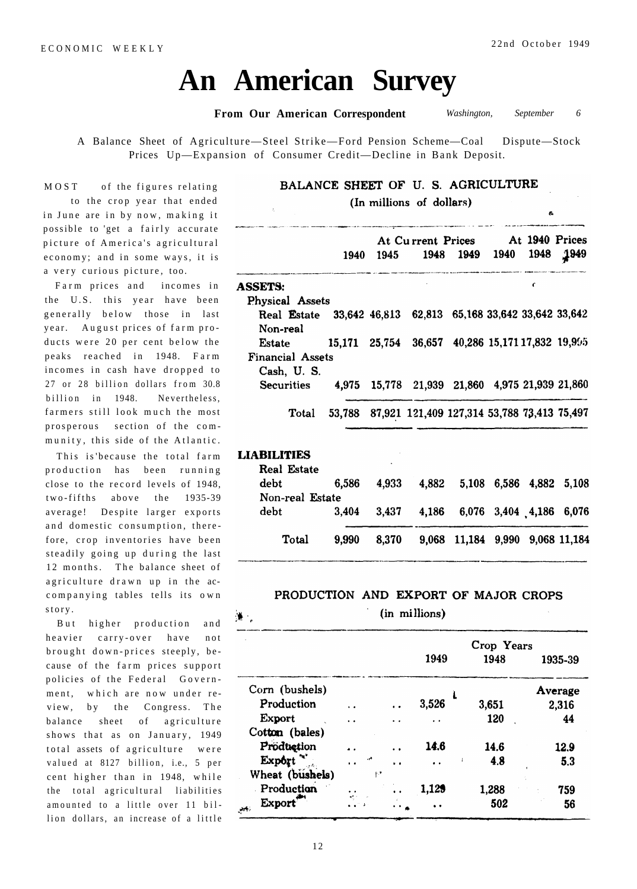# An American Survey

**From Our American Correspondent** *Washington, September 6*

A Balance Sheet of Agriculture—Steel Strike—Ford Pension Scheme—Coal Dispute—Stock Prices Up—Expansion of Consumer Credit—Decline in Bank Deposit.

MOST of the figures relating to the crop year that ended in June are in by now, making it possible to 'get a fairly accurate picture of America's agricultural economy; and in some ways, it is a very curious picture, too.

Farm prices and incomes in the U.S. this year have been generally below those in last year. August prices of farm products were 20 per cent below the peaks reached in 1948. Farm incomes in cash have dropped to 27 or 28 billion dollars from 30.8 billion in 1948. Nevertheless, farmers still look much the most prosperous section of the community, this side of the Atlantic.

This is'because the total farm production has been running close to the record levels of 1948, two-fifths above the 1935-39 average! Despite larger exports and domestic consumption, therefore, crop inventories have been steadily going up during the last 12 months. The balance sheet of agriculture drawn up in the accompanying tables tells its own story.

But higher production and heavier carry-over have not brought down-prices steeply, because of the farm prices support policies of the Federal Government, which are now under review, by the Congress. The balance sheet of agriculture shows that as on January, 1949 total assets of agriculture were valued at 8127 billion, i.e., 5 per cent higher than in 1948, while the total agricultural liabilities amounted to a little over 11 billion dollars, an increase of a little

**BALANCE SHEET OF U. S. AGRICULTURE**

(In millions of dollars)

| | At Current Prices | | | | At 1940 Prices | | |
|---|---|---|---|---|---|---|---|
| | 1940 | 1945 | 1948 | 1949 | 1940 | 1948 | 1949 |
| **ASSETS:** | | | | | | | |
| Physical Assets | | | | | | | |
| Real Estate | 33,642 | 46,813 | 62,813 | 65,168 | 33,642 | 33,642 | 33,642 |
| Non-real Estate | 15,171 | 25,754 | 36,657 | 40,286 | 15,171 | 17,832 | 19,995 |
| Financial Assets | | | | | | | |
| Cash, U. S. Securities | 4,975 | 15,778 | 21,939 | 21,860 | 4,975 | 21,939 | 21,860 |
| Total | 53,788 | 87,921 | 121,409 | 127,314 | 53,788 | 73,413 | 75,497 |
| **LIABILITIES** | | | | | | | |
| Real Estate debt | 6,586 | 4,933 | 4,882 | 5,108 | 6,586 | 4,882 | 5,108 |
| Non-real Estate debt | 3,404 | 3,437 | 4,186 | 6,076 | 3,404 | 4,186 | 6,076 |
| Total | 9,990 | 8,370 | 9,068 | 11,184 | 9,990 | 9,068 | 11,184 |

**PRODUCTION AND EXPORT OF MAJOR CROPS**

(in millions)

| | Crop Years | | |
|---|---|---|---|
| | 1949 | 1948 | 1935-39 |
| Corn (bushels) | | | Average |
| Production | 3,526 | 3,651 | 2,316 |
| Export | .. | 120 | 44 |
| Cotton (bales) | | | |
| Production | 14.6 | 14.6 | 12.9 |
| Export | .. | 4.8 | 5.3 |
| Wheat (bushels) | | | |
| Production | 1,129 | 1,288 | 759 |
| Export | .. | 502 | 56 |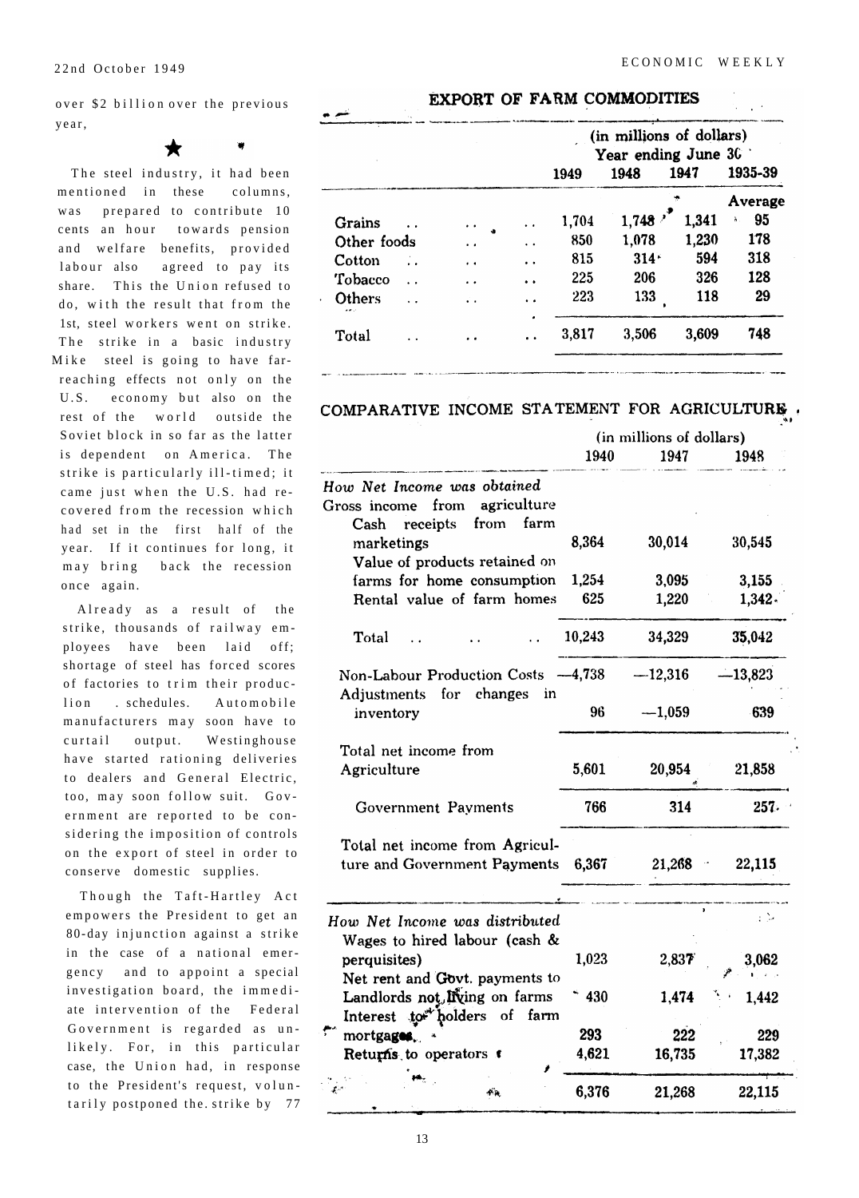over $2 billion over the previous year,

★

The steel industry, it had been mentioned in these columns, was prepared to contribute 10 cents an hour towards pension and welfare benefits, provided labour also agreed to pay its share. This the Union refused to do, with the result that from the 1st, steel workers went on strike. The strike in a basic industry Mike steel is going to have far-reaching effects not only on the U.S. economy but also on the rest of the world outside the Soviet block in so far as the latter is dependent on America. The strike is particularly ill-timed; it came just when the U.S. had recovered from the recession which had set in the first half of the year. If it continues for long, it may bring back the recession once again.

Already as a result of the strike, thousands of railway employees have been laid off; shortage of steel has forced scores of factories to trim their production schedules. Automobile manufacturers may soon have to curtail output. Westinghouse have started rationing deliveries to dealers and General Electric, too, may soon follow suit. Government are reported to be considering the imposition of controls on the export of steel in order to conserve domestic supplies.

Though the Taft-Hartley Act empowers the President to get an 80-day injunction against a strike in the case of a national emergency and to appoint a special investigation board, the immediate intervention of the Federal Government is regarded as unlikely. For, in this particular case, the Union had, in response to the President's request, voluntarily postponed the strike by 77

## EXPORT OF FARM COMMODITIES

| | (in millions of dollars) Year ending June 30 | | | |
|---|---|---|---|---|
| | 1949 | 1948 | 1947 | 1935-39 Average |
| Grains | 1,704 | 1,748 | 1,341 | 95 |
| Other foods | 850 | 1,078 | 1,230 | 178 |
| Cotton | 815 | 314 | 594 | 318 |
| Tobacco | 225 | 206 | 326 | 128 |
| Others | 223 | 133 | 118 | 29 |
| Total | 3,817 | 3,506 | 3,609 | 748 |

## COMPARATIVE INCOME STATEMENT FOR AGRICULTURE

| | (in millions of dollars) | | |
|---|---|---|---|
| | 1940 | 1947 | 1948 |
| *How Net Income was obtained* | | | |
| Gross income from agriculture | | | |
| Cash receipts from farm marketings | 8,364 | 30,014 | 30,545 |
| Value of products retained on farms for home consumption | 1,254 | 3,095 | 3,155 |
| Rental value of farm homes | 625 | 1,220 | 1,342 |
| Total | 10,243 | 34,329 | 35,042 |
| Non-Labour Production Costs | —4,738 | —12,316 | —13,823 |
| Adjustments for changes in inventory | 96 | —1,059 | 639 |
| Total net income from Agriculture | 5,601 | 20,954 | 21,858 |
| Government Payments | 766 | 314 | 257 |
| Total net income from Agriculture and Government Payments | 6,367 | 21,268 | 22,115 |
| *How Net Income was distributed* | | | |
| Wages to hired labour (cash & perquisites) | 1,023 | 2,837 | 3,062 |
| Net rent and Govt. payments to Landlords not living on farms | 430 | 1,474 | 1,442 |
| Interest to holders of farm mortgages | 293 | 222 | 229 |
| Returns to operators | 4,621 | 16,735 | 17,382 |
| | 6,376 | 21,268 | 22,115 |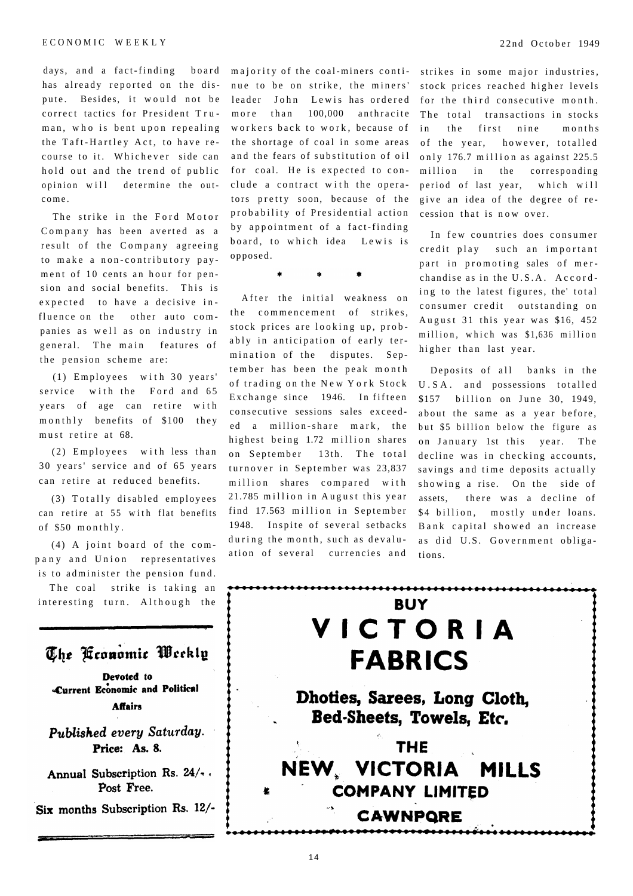days, and a fact-finding board has already reported on the dispute. Besides, it would not be correct tactics for President Truman, who is bent upon repealing the Taft-Hartley Act, to have recourse to it. Whichever side can hold out and the trend of public opinion will determine the outcome.

The strike in the Ford Motor Company has been averted as a result of the Company agreeing to make a non-contributory payment of 10 cents an hour for pension and social benefits. This is expected to have a decisive influence on the other auto companies as well as on industry in general. The main features of the pension scheme are:

(1) Employees with 30 years' service with the Ford and 65 years of age can retire with monthly benefits of $100 they must retire at 68.

(2) Employees with less than 30 years' service and of 65 years can retire at reduced benefits.

(3) Totally disabled employees can retire at 55 with flat benefits of $50 monthly.

(4) A joint board of the company and Union representatives is to administer the pension fund.

The coal strike is taking an interesting turn. Although the majority of the coal-miners continue to be on strike, the miners' leader John Lewis has ordered more than 100,000 anthracite workers back to work, because of the shortage of coal in some areas and the fears of substitution of oil for coal. He is expected to conclude a contract with the operators pretty soon, because of the probability of Presidential action by appointment of a fact-finding board, to which idea Lewis is opposed.

\* \* \*

After the initial weakness on the commencement of strikes, stock prices are looking up, probably in anticipation of early termination of the disputes. September has been the peak month of trading on the New York Stock Exchange since 1946. In fifteen consecutive sessions sales exceeded a million-share mark, the highest being 1.72 million shares on September 13th. The total turnover in September was 23,837 million shares compared with 21.785 million in August this year find 17.563 million in September 1948. Inspite of several setbacks during the month, such as devaluation of several currencies and strikes in some major industries, stock prices reached higher levels for the third consecutive month. The total transactions in stocks in the first nine months of the year, however, totalled only 176.7 million as against 225.5 million in the corresponding period of last year, which will give an idea of the degree of recession that is now over.

In few countries does consumer credit play such an important part in promoting sales of merchandise as in the U.S.A. According to the latest figures, the' total consumer credit outstanding on August 31 this year was $16, 452 million, which was $1,636 million higher than last year.

Deposits of all banks in the U.SA. and possessions totalled $157 billion on June 30, 1949, about the same as a year before, but $5 billion below the figure as on January 1st this year. The decline was in checking accounts, savings and time deposits actually showing a rise. On the side of assets, there was a decline of $4 billion, mostly under loans. Bank capital showed an increase as did U.S. Government obligations.

---

**The Economic Weekly**

**Devoted to Current Economic and Political Affairs**

***Published every Saturday.***
**Price: As. 8.**

**Annual Subscription Rs. 24/-. Post Free.**

**Six months Subscription Rs. 12/-**

---

**BUY**

# VICTORIA FABRICS

**Dhoties, Sarees, Long Cloth, Bed-Sheets, Towels, Etc.**

**THE NEW VICTORIA MILLS COMPANY LIMITED**

**CAWNPORE**